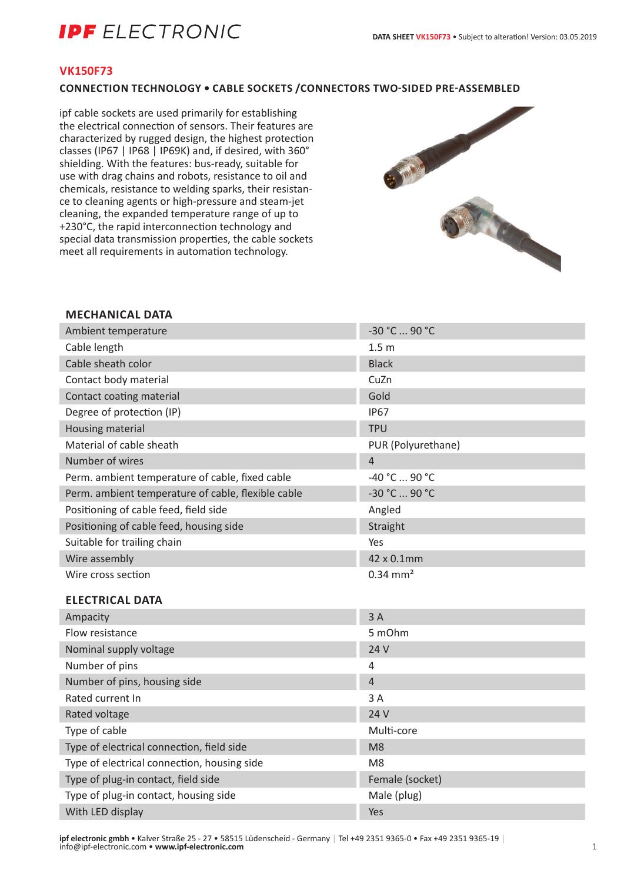# VK150F73

## CONNECTION TECHNOLOGY • CABLE SOCKETS /CONNECTORS TWO-SIDED PRE-ASSEMBLED

ipf cable sockets are used primarily for establishing the electrical connection of sensors. Their features are characterized by rugged design, the highest protection classes (IP67 | IP68 | IP69K) and, if desired, with 360° shielding. With the features: bus-ready, suitable for use with drag chains and robots, resistance to oil and chemicals, resistance to welding sparks, their resistance to cleaning agents or high-pressure and steam-jet cleaning, the expanded temperature range of up to +230°C, the rapid interconnection technology and special data transmission properties, the cable sockets meet all requirements in automation technology.

### MECHANICAL DATA

| | |
|---|---|
| Ambient temperature | -30 °C ... 90 °C |
| Cable length | 1.5 m |
| Cable sheath color | Black |
| Contact body material | CuZn |
| Contact coating material | Gold |
| Degree of protection (IP) | IP67 |
| Housing material | TPU |
| Material of cable sheath | PUR (Polyurethane) |
| Number of wires | 4 |
| Perm. ambient temperature of cable, fixed cable | -40 °C ... 90 °C |
| Perm. ambient temperature of cable, flexible cable | -30 °C ... 90 °C |
| Positioning of cable feed, field side | Angled |
| Positioning of cable feed, housing side | Straight |
| Suitable for trailing chain | Yes |
| Wire assembly | 42 x 0.1mm |
| Wire cross section | 0.34 mm² |

### ELECTRICAL DATA

| | |
|---|---|
| Ampacity | 3 A |
| Flow resistance | 5 mOhm |
| Nominal supply voltage | 24 V |
| Number of pins | 4 |
| Number of pins, housing side | 4 |
| Rated current In | 3 A |
| Rated voltage | 24 V |
| Type of cable | Multi-core |
| Type of electrical connection, field side | M8 |
| Type of electrical connection, housing side | M8 |
| Type of plug-in contact, field side | Female (socket) |
| Type of plug-in contact, housing side | Male (plug) |
| With LED display | Yes |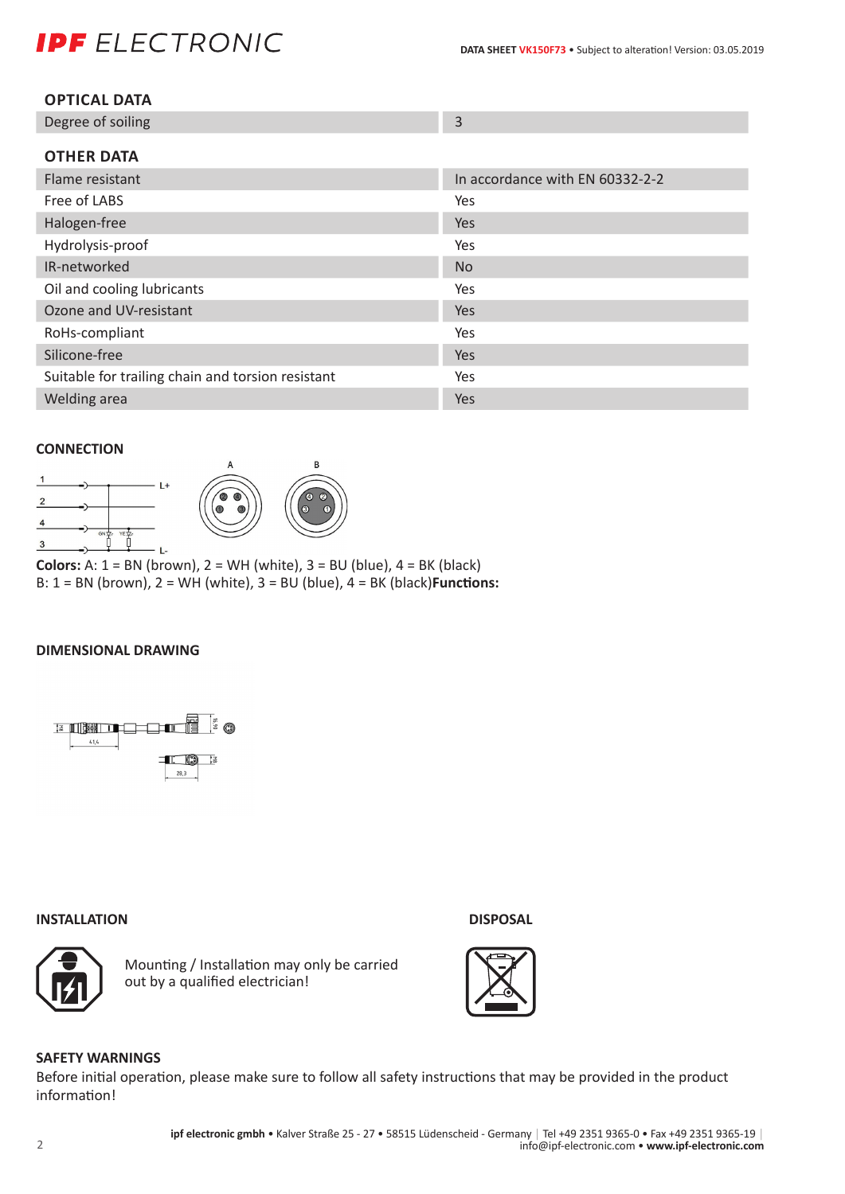## OPTICAL DATA

| Degree of soiling | 3 |
|---|---|

## OTHER DATA

| Flame resistant | In accordance with EN 60332-2-2 |
|---|---|
| Free of LABS | Yes |
| Halogen-free | Yes |
| Hydrolysis-proof | Yes |
| IR-networked | No |
| Oil and cooling lubricants | Yes |
| Ozone and UV-resistant | Yes |
| RoHs-compliant | Yes |
| Silicone-free | Yes |
| Suitable for trailing chain and torsion resistant | Yes |
| Welding area | Yes |

## CONNECTION

**Colors:** A: 1 = BN (brown), 2 = WH (white), 3 = BU (blue), 4 = BK (black)
B: 1 = BN (brown), 2 = WH (white), 3 = BU (blue), 4 = BK (black)**Functions:**

## DIMENSIONAL DRAWING

## INSTALLATION

Mounting / Installation may only be carried out by a qualified electrician!

## DISPOSAL

## SAFETY WARNINGS

Before initial operation, please make sure to follow all safety instructions that may be provided in the product information!